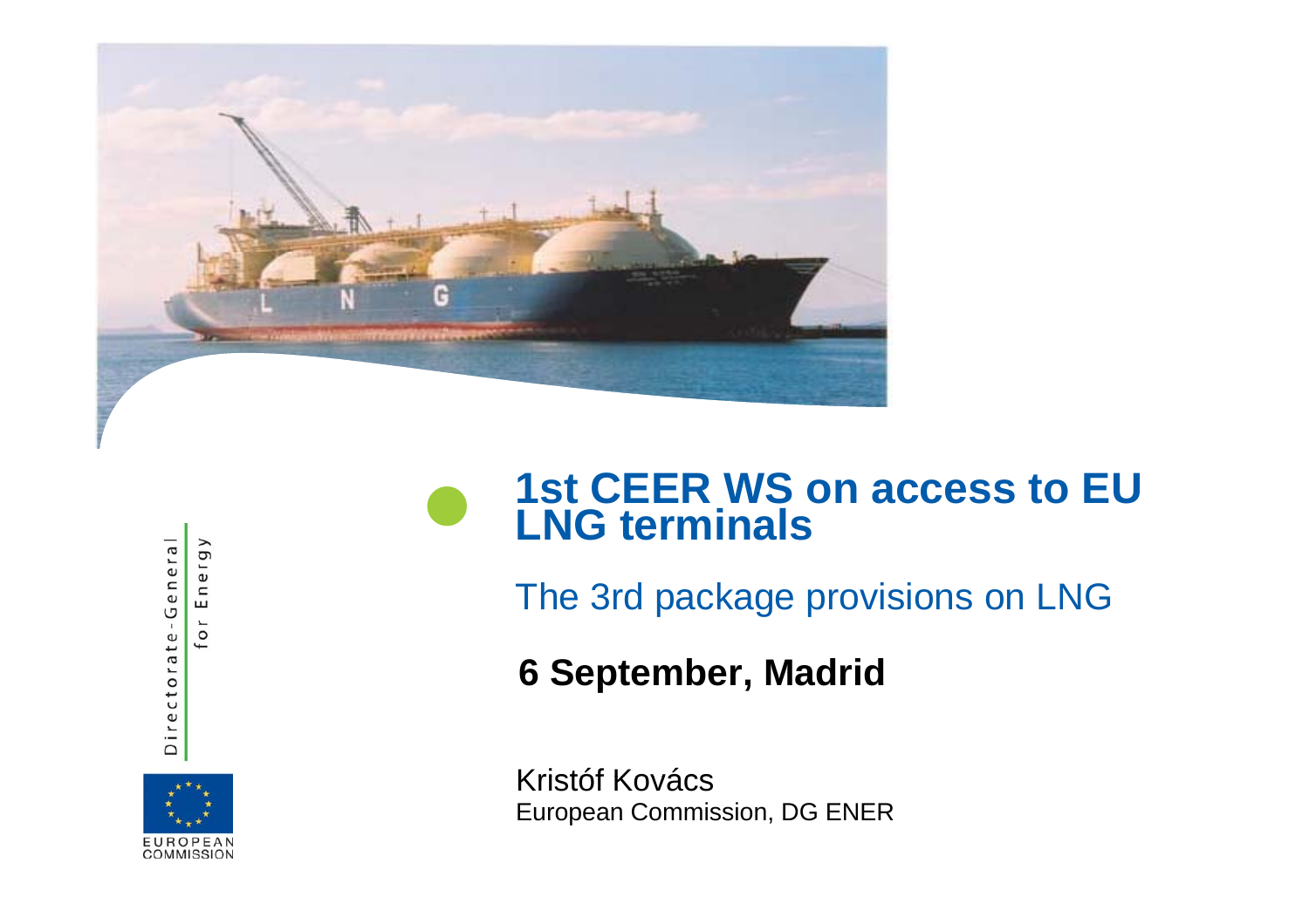# 1st CEER WS on access to EU LNG terminals

## The 3rd package provisions on LNG

**6 September, Madrid**

Kristóf Kovács
European Commission, DG ENER

Directorate-General for Energy

EUROPEAN COMMISSION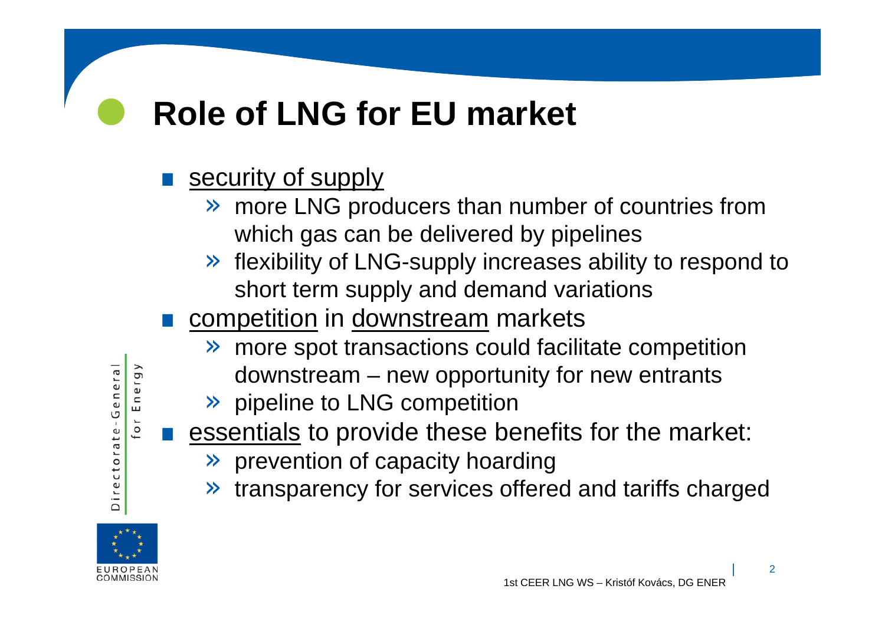# Role of LNG for EU market

- security of supply
  - more LNG producers than number of countries from which gas can be delivered by pipelines
  - flexibility of LNG-supply increases ability to respond to short term supply and demand variations
- competition in downstream markets
  - more spot transactions could facilitate competition downstream – new opportunity for new entrants
  - pipeline to LNG competition
- essentials to provide these benefits for the market:
  - prevention of capacity hoarding
  - transparency for services offered and tariffs charged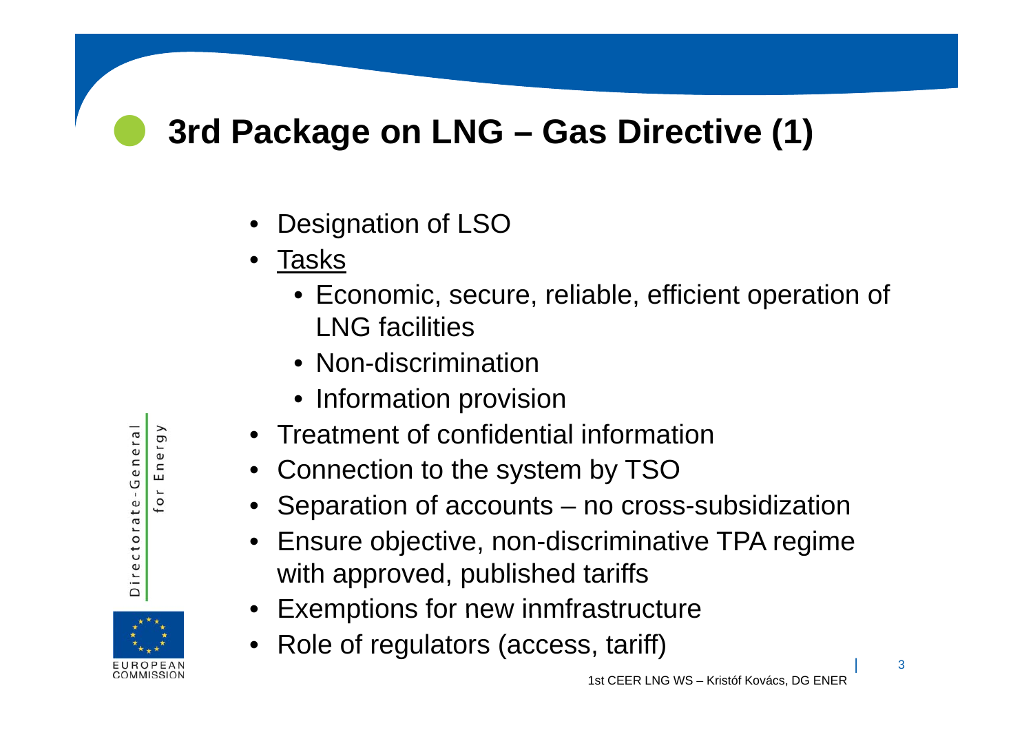# 3rd Package on LNG – Gas Directive (1)

- Designation of LSO
- Tasks
  - Economic, secure, reliable, efficient operation of LNG facilities
  - Non-discrimination
  - Information provision
- Treatment of confidential information
- Connection to the system by TSO
- Separation of accounts – no cross-subsidization
- Ensure objective, non-discriminative TPA regime with approved, published tariffs
- Exemptions for new inmfrastructure
- Role of regulators (access, tariff)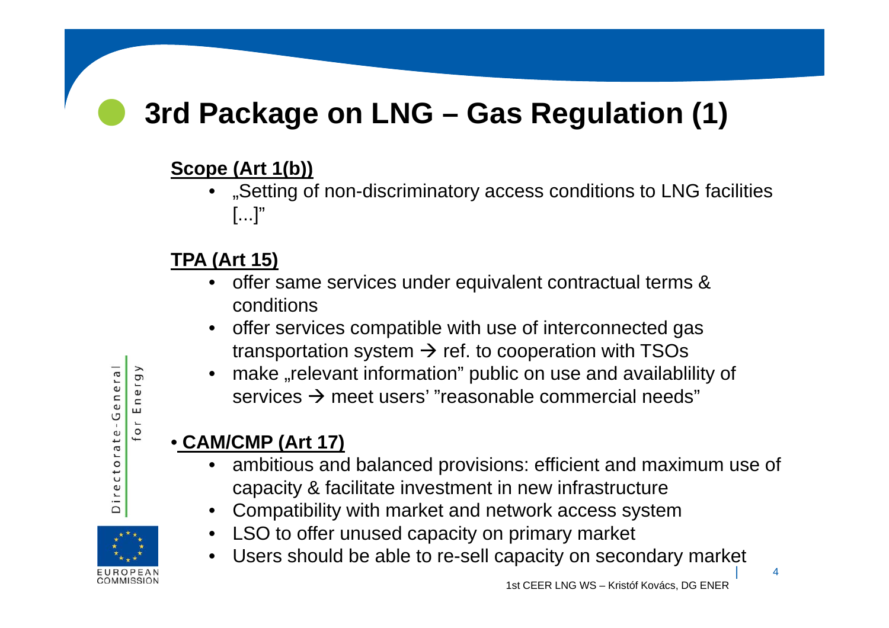# 3rd Package on LNG – Gas Regulation (1)

**Scope (Art 1(b))**

- „Setting of non-discriminatory access conditions to LNG facilities [...]"

**TPA (Art 15)**

- offer same services under equivalent contractual terms & conditions
- offer services compatible with use of interconnected gas transportation system → ref. to cooperation with TSOs
- make „relevant information" public on use and availablility of services → meet users' "reasonable commercial needs"

• **CAM/CMP (Art 17)**

- ambitious and balanced provisions: efficient and maximum use of capacity & facilitate investment in new infrastructure
- Compatibility with market and network access system
- LSO to offer unused capacity on primary market
- Users should be able to re-sell capacity on secondary market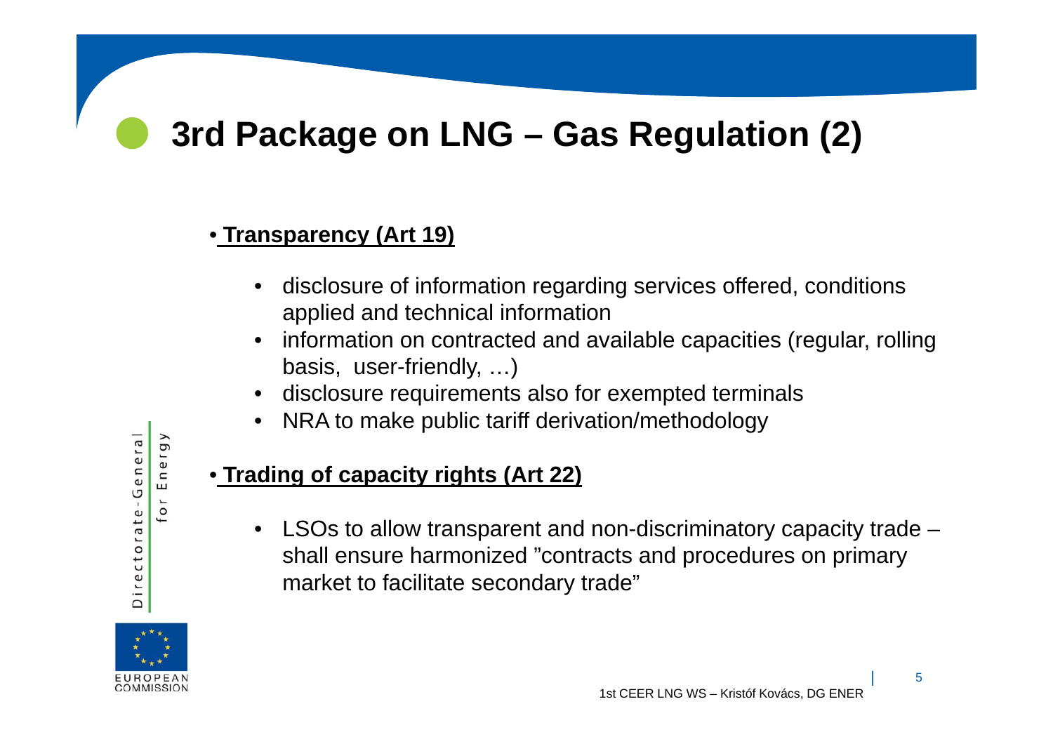# 3rd Package on LNG – Gas Regulation (2)

- **Transparency (Art 19)**
  - disclosure of information regarding services offered, conditions applied and technical information
  - information on contracted and available capacities (regular, rolling basis, user-friendly, …)
  - disclosure requirements also for exempted terminals
  - NRA to make public tariff derivation/methodology

- **Trading of capacity rights (Art 22)**
  - LSOs to allow transparent and non-discriminatory capacity trade – shall ensure harmonized "contracts and procedures on primary market to facilitate secondary trade"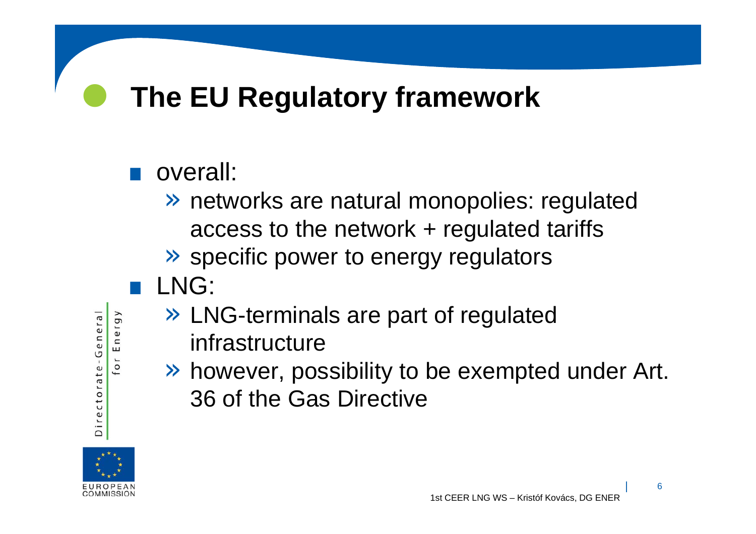# The EU Regulatory framework

- overall:
  - networks are natural monopolies: regulated access to the network + regulated tariffs
  - specific power to energy regulators
- LNG:
  - LNG-terminals are part of regulated infrastructure
  - however, possibility to be exempted under Art. 36 of the Gas Directive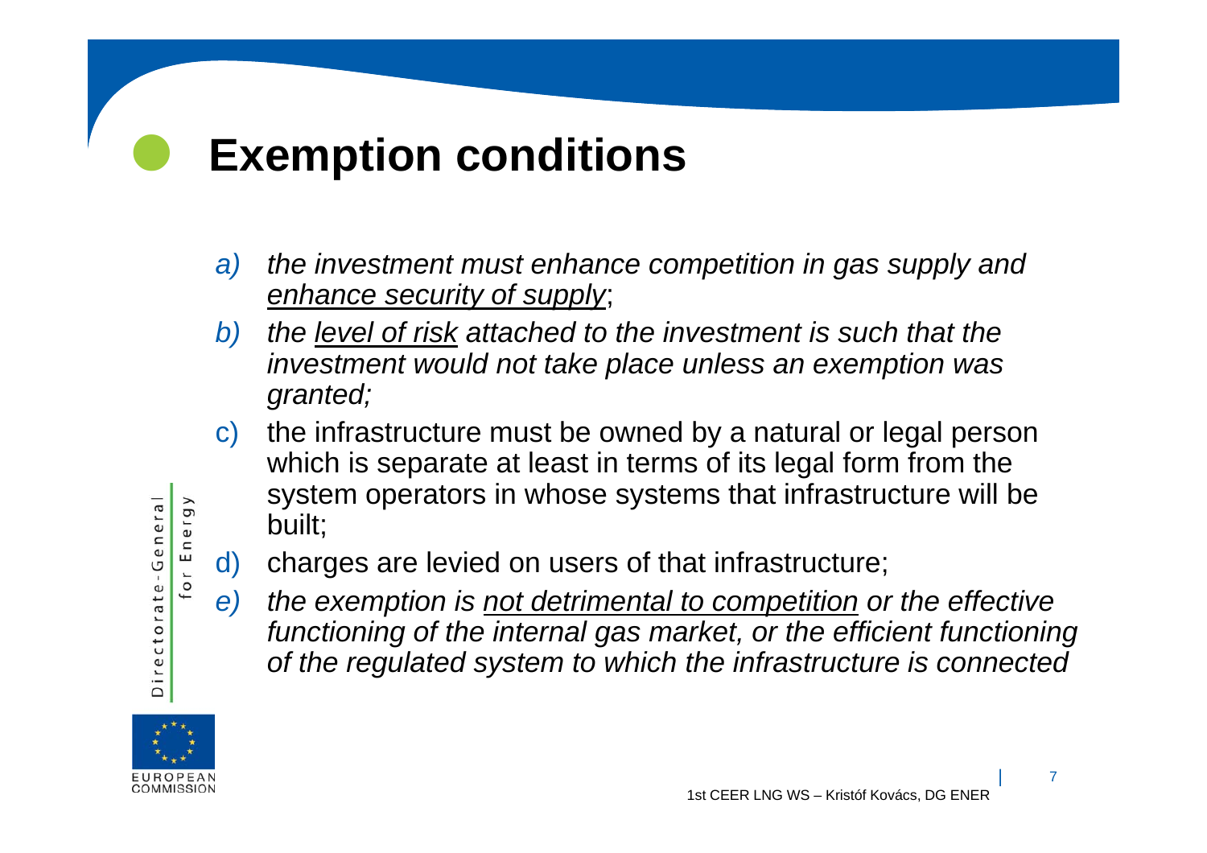# Exemption conditions

*a) the investment must enhance competition in gas supply and* *<u>enhance security of supply</u>*;

*b) the* *<u>level of risk</u>* *attached to the investment is such that the investment would not take place unless an exemption was granted;*

c) the infrastructure must be owned by a natural or legal person which is separate at least in terms of its legal form from the system operators in whose systems that infrastructure will be built;

d) charges are levied on users of that infrastructure;

*e) the exemption is* *<u>not detrimental to competition</u>* *or the effective functioning of the internal gas market, or the efficient functioning of the regulated system to which the infrastructure is connected*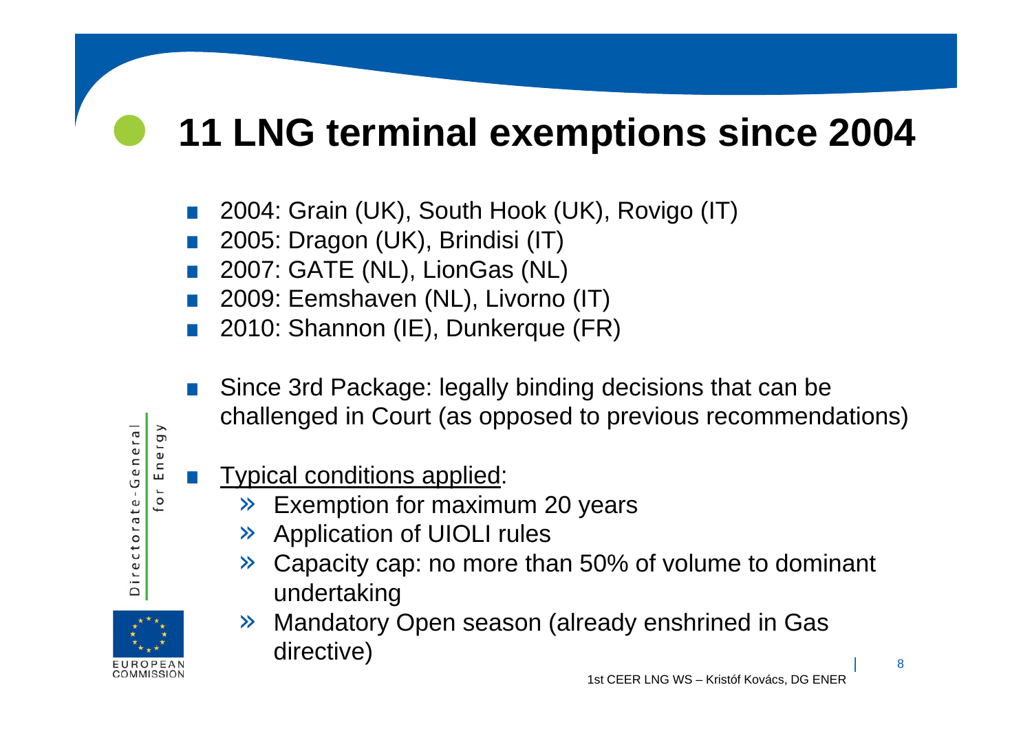# 11 LNG terminal exemptions since 2004

- 2004: Grain (UK), South Hook (UK), Rovigo (IT)
- 2005: Dragon (UK), Brindisi (IT)
- 2007: GATE (NL), LionGas (NL)
- 2009: Eemshaven (NL), Livorno (IT)
- 2010: Shannon (IE), Dunkerque (FR)

- Since 3rd Package: legally binding decisions that can be challenged in Court (as opposed to previous recommendations)

- Typical conditions applied:
  - Exemption for maximum 20 years
  - Application of UIOLI rules
  - Capacity cap: no more than 50% of volume to dominant undertaking
  - Mandatory Open season (already enshrined in Gas directive)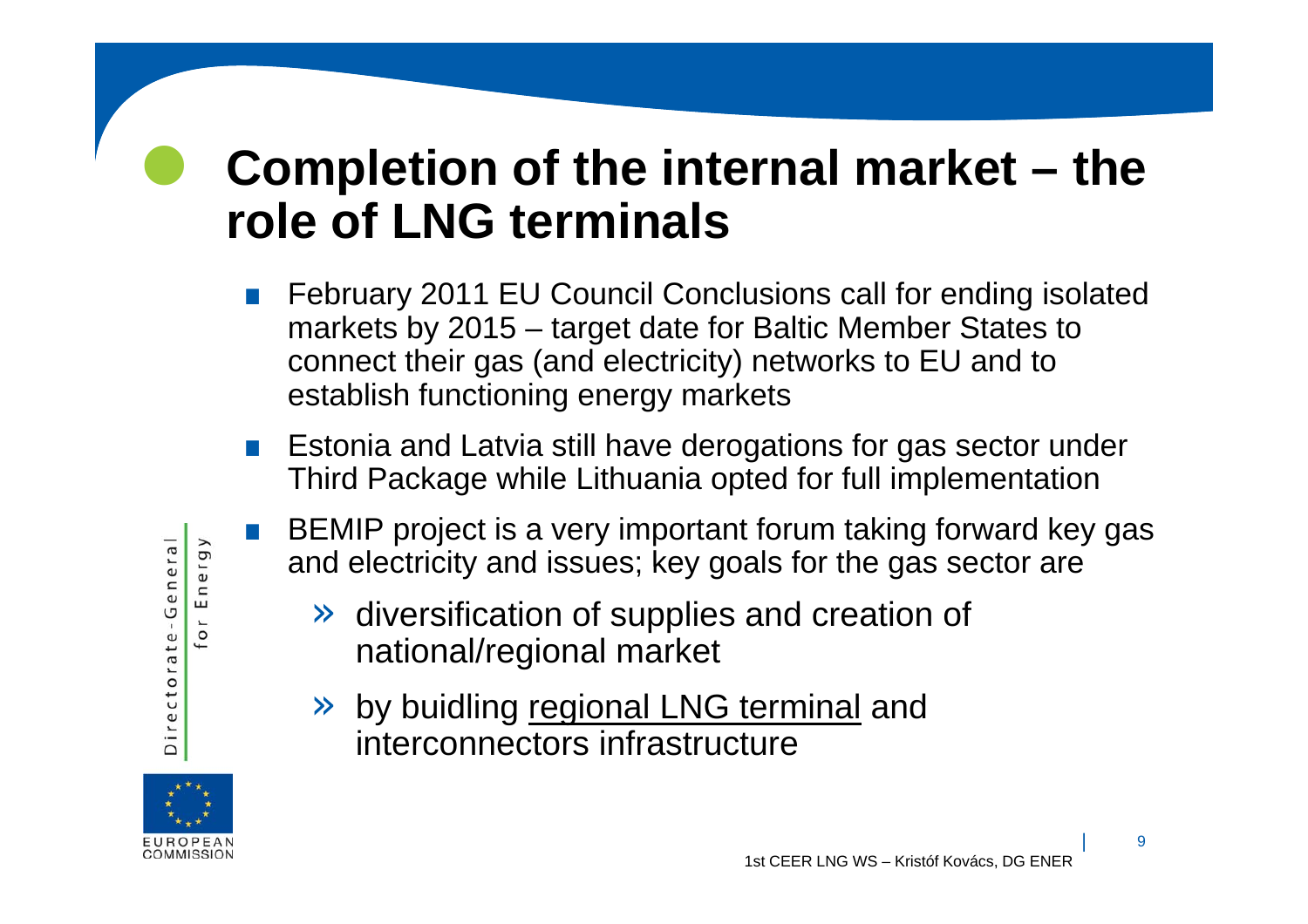# Completion of the internal market – the role of LNG terminals

- February 2011 EU Council Conclusions call for ending isolated markets by 2015 – target date for Baltic Member States to connect their gas (and electricity) networks to EU and to establish functioning energy markets
- Estonia and Latvia still have derogations for gas sector under Third Package while Lithuania opted for full implementation
- BEMIP project is a very important forum taking forward key gas and electricity and issues; key goals for the gas sector are
  - » diversification of supplies and creation of national/regional market
  - » by buidling <u>regional LNG terminal</u> and interconnectors infrastructure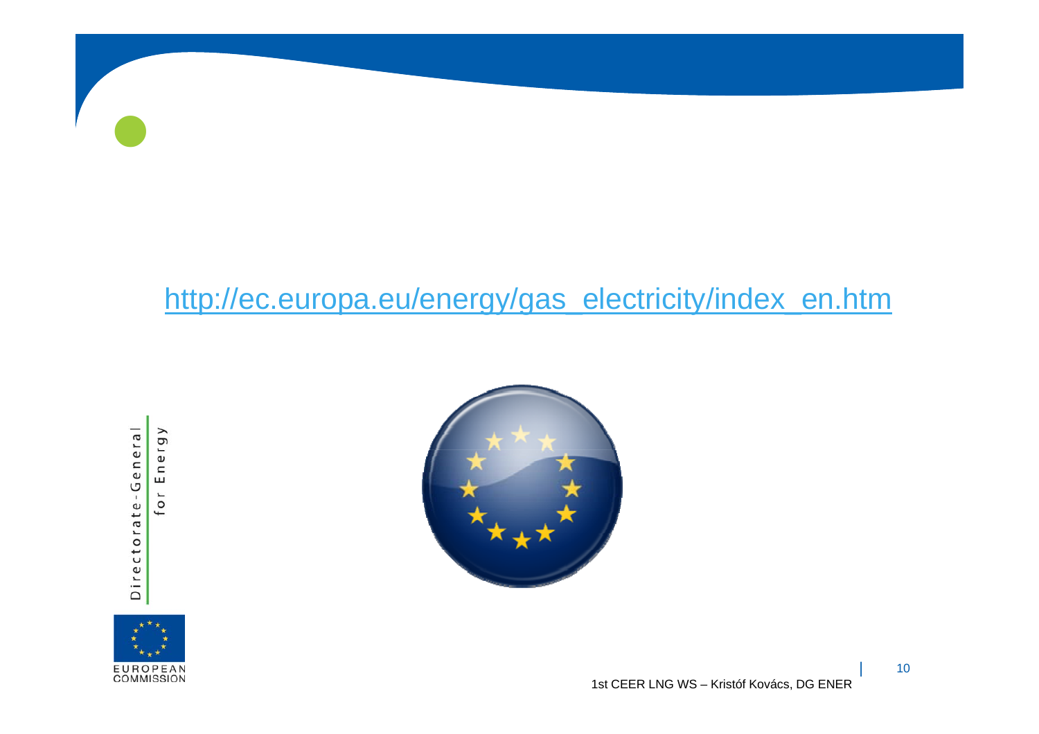http://ec.europa.eu/energy/gas_electricity/index_en.htm